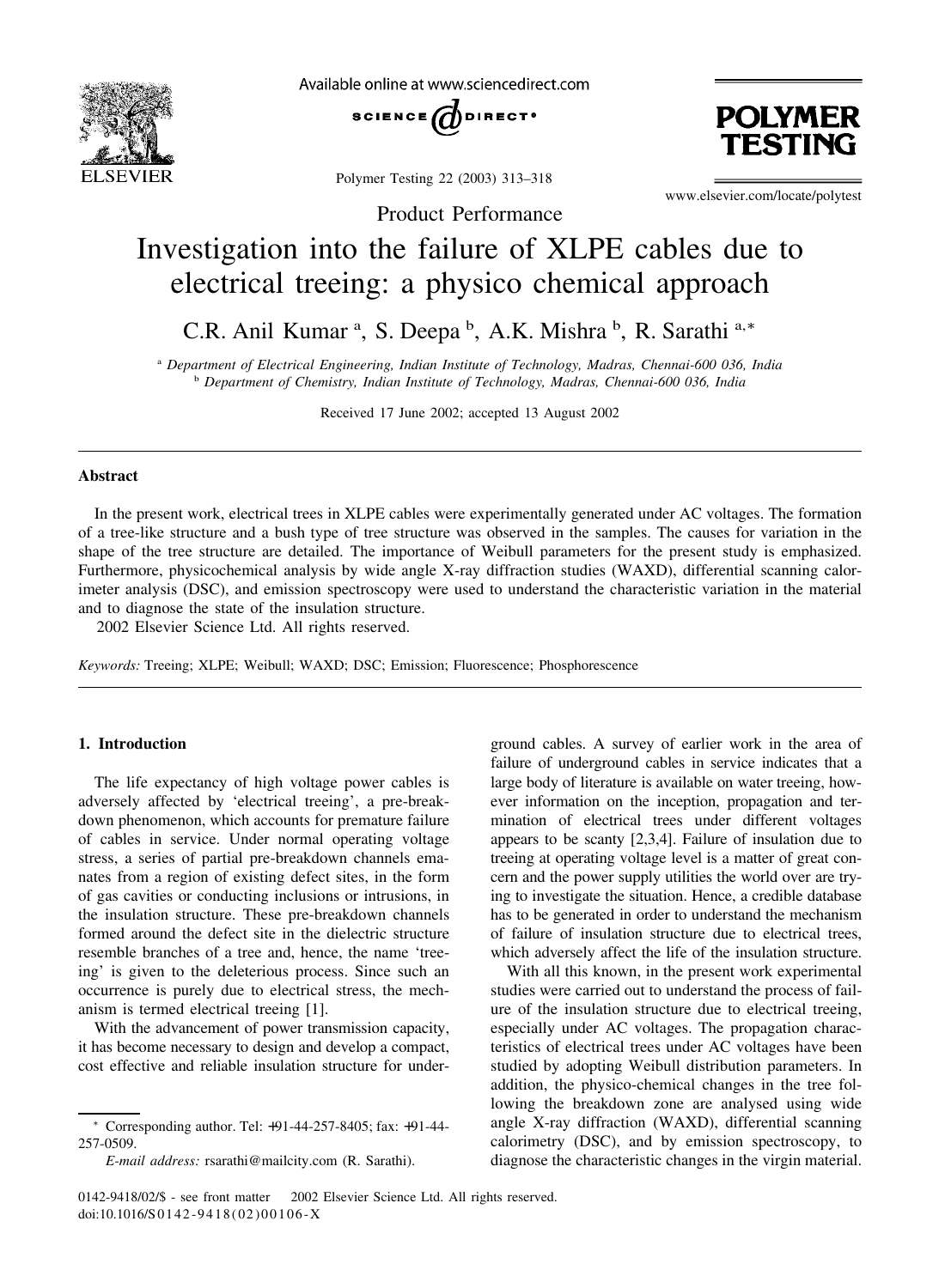Product Performance

# Investigation into the failure of XLPE cables due to electrical treeing: a physico chemical approach

C.R. Anil Kumar [a], S. Deepa [b], A.K. Mishra [b], R. Sarathi [a,*]

[a] Department of Electrical Engineering, Indian Institute of Technology, Madras, Chennai-600 036, India
[b] Department of Chemistry, Indian Institute of Technology, Madras, Chennai-600 036, India

Received 17 June 2002; accepted 13 August 2002

## Abstract

In the present work, electrical trees in XLPE cables were experimentally generated under AC voltages. The formation of a tree-like structure and a bush type of tree structure was observed in the samples. The causes for variation in the shape of the tree structure are detailed. The importance of Weibull parameters for the present study is emphasized. Furthermore, physicochemical analysis by wide angle X-ray diffraction studies (WAXD), differential scanning calorimeter analysis (DSC), and emission spectroscopy were used to understand the characteristic variation in the material and to diagnose the state of the insulation structure.

2002 Elsevier Science Ltd. All rights reserved.

*Keywords:* Treeing; XLPE; Weibull; WAXD; DSC; Emission; Fluorescence; Phosphorescence

## 1. Introduction

The life expectancy of high voltage power cables is adversely affected by 'electrical treeing', a pre-breakdown phenomenon, which accounts for premature failure of cables in service. Under normal operating voltage stress, a series of partial pre-breakdown channels emanates from a region of existing defect sites, in the form of gas cavities or conducting inclusions or intrusions, in the insulation structure. These pre-breakdown channels formed around the defect site in the dielectric structure resemble branches of a tree and, hence, the name 'treeing' is given to the deleterious process. Since such an occurrence is purely due to electrical stress, the mechanism is termed electrical treeing [1].

With the advancement of power transmission capacity, it has become necessary to design and develop a compact, cost effective and reliable insulation structure for underground cables. A survey of earlier work in the area of failure of underground cables in service indicates that a large body of literature is available on water treeing, however information on the inception, propagation and termination of electrical trees under different voltages appears to be scanty [2,3,4]. Failure of insulation due to treeing at operating voltage level is a matter of great concern and the power supply utilities the world over are trying to investigate the situation. Hence, a credible database has to be generated in order to understand the mechanism of failure of insulation structure due to electrical trees, which adversely affect the life of the insulation structure.

With all this known, in the present work experimental studies were carried out to understand the process of failure of the insulation structure due to electrical treeing, especially under AC voltages. The propagation characteristics of electrical trees under AC voltages have been studied by adopting Weibull distribution parameters. In addition, the physico-chemical changes in the tree following the breakdown zone are analysed using wide angle X-ray diffraction (WAXD), differential scanning calorimetry (DSC), and by emission spectroscopy, to diagnose the characteristic changes in the virgin material.

\* Corresponding author. Tel: +91-44-257-8405; fax: +91-44-257-0509.
*E-mail address:* rsarathi@mailcity.com (R. Sarathi).

0142-9418/02/$ - see front matter 2002 Elsevier Science Ltd. All rights reserved.
doi:10.1016/S0142-9418(02)00106-X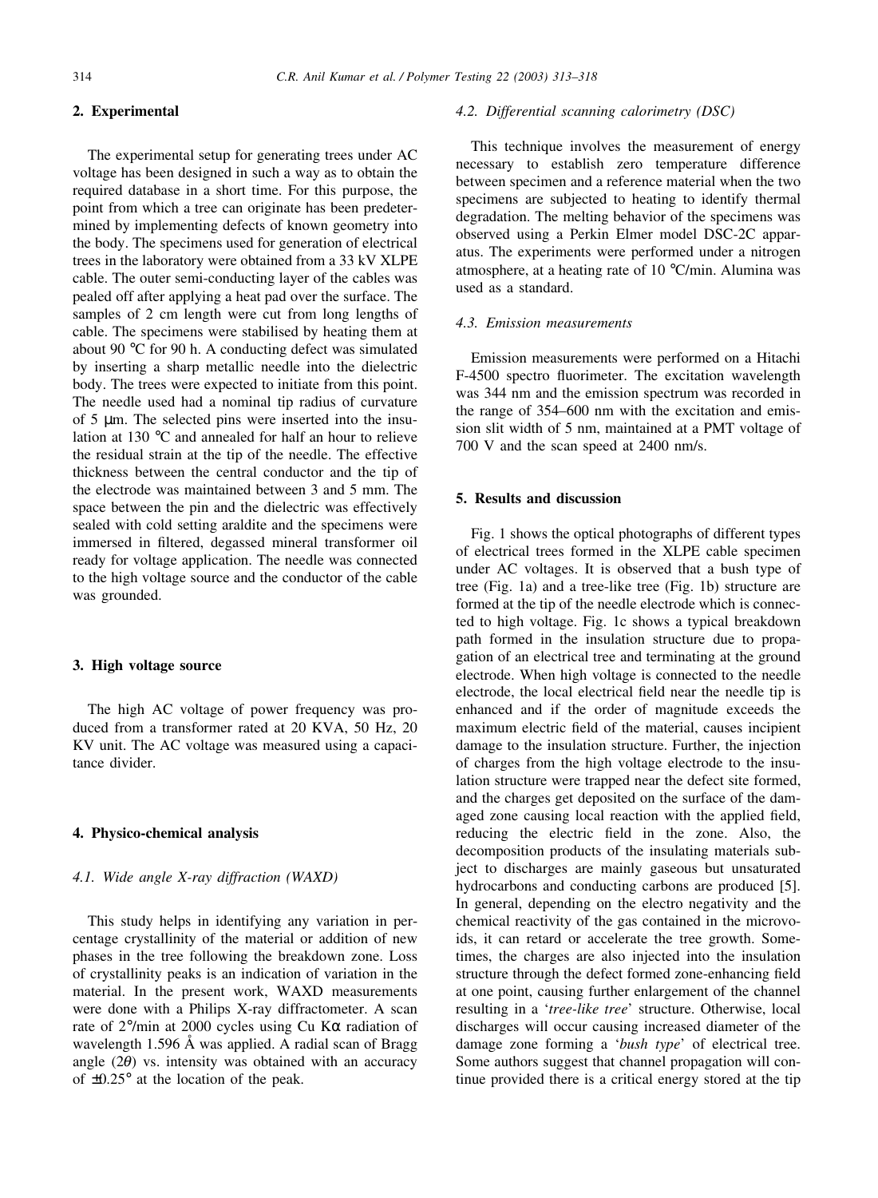## 2. Experimental

The experimental setup for generating trees under AC voltage has been designed in such a way as to obtain the required database in a short time. For this purpose, the point from which a tree can originate has been predetermined by implementing defects of known geometry into the body. The specimens used for generation of electrical trees in the laboratory were obtained from a 33 kV XLPE cable. The outer semi-conducting layer of the cables was pealed off after applying a heat pad over the surface. The samples of 2 cm length were cut from long lengths of cable. The specimens were stabilised by heating them at about 90 °C for 90 h. A conducting defect was simulated by inserting a sharp metallic needle into the dielectric body. The trees were expected to initiate from this point. The needle used had a nominal tip radius of curvature of 5 μm. The selected pins were inserted into the insulation at 130 °C and annealed for half an hour to relieve the residual strain at the tip of the needle. The effective thickness between the central conductor and the tip of the electrode was maintained between 3 and 5 mm. The space between the pin and the dielectric was effectively sealed with cold setting araldite and the specimens were immersed in filtered, degassed mineral transformer oil ready for voltage application. The needle was connected to the high voltage source and the conductor of the cable was grounded.

## 3. High voltage source

The high AC voltage of power frequency was produced from a transformer rated at 20 KVA, 50 Hz, 20 KV unit. The AC voltage was measured using a capacitance divider.

## 4. Physico-chemical analysis

### 4.1. Wide angle X-ray diffraction (WAXD)

This study helps in identifying any variation in percentage crystallinity of the material or addition of new phases in the tree following the breakdown zone. Loss of crystallinity peaks is an indication of variation in the material. In the present work, WAXD measurements were done with a Philips X-ray diffractometer. A scan rate of 2°/min at 2000 cycles using Cu Kα radiation of wavelength 1.596 Å was applied. A radial scan of Bragg angle ($2\theta$) vs. intensity was obtained with an accuracy of ±0.25° at the location of the peak.

### 4.2. Differential scanning calorimetry (DSC)

This technique involves the measurement of energy necessary to establish zero temperature difference between specimen and a reference material when the two specimens are subjected to heating to identify thermal degradation. The melting behavior of the specimens was observed using a Perkin Elmer model DSC-2C apparatus. The experiments were performed under a nitrogen atmosphere, at a heating rate of 10 °C/min. Alumina was used as a standard.

### 4.3. Emission measurements

Emission measurements were performed on a Hitachi F-4500 spectro fluorimeter. The excitation wavelength was 344 nm and the emission spectrum was recorded in the range of 354–600 nm with the excitation and emission slit width of 5 nm, maintained at a PMT voltage of 700 V and the scan speed at 2400 nm/s.

## 5. Results and discussion

Fig. 1 shows the optical photographs of different types of electrical trees formed in the XLPE cable specimen under AC voltages. It is observed that a bush type of tree (Fig. 1a) and a tree-like tree (Fig. 1b) structure are formed at the tip of the needle electrode which is connected to high voltage. Fig. 1c shows a typical breakdown path formed in the insulation structure due to propagation of an electrical tree and terminating at the ground electrode. When high voltage is connected to the needle electrode, the local electrical field near the needle tip is enhanced and if the order of magnitude exceeds the maximum electric field of the material, causes incipient damage to the insulation structure. Further, the injection of charges from the high voltage electrode to the insulation structure were trapped near the defect site formed, and the charges get deposited on the surface of the damaged zone causing local reaction with the applied field, reducing the electric field in the zone. Also, the decomposition products of the insulating materials subject to discharges are mainly gaseous but unsaturated hydrocarbons and conducting carbons are produced [5]. In general, depending on the electro negativity and the chemical reactivity of the gas contained in the microvoids, it can retard or accelerate the tree growth. Sometimes, the charges are also injected into the insulation structure through the defect formed zone-enhancing field at one point, causing further enlargement of the channel resulting in a '*tree-like tree*' structure. Otherwise, local discharges will occur causing increased diameter of the damage zone forming a '*bush type*' of electrical tree. Some authors suggest that channel propagation will continue provided there is a critical energy stored at the tip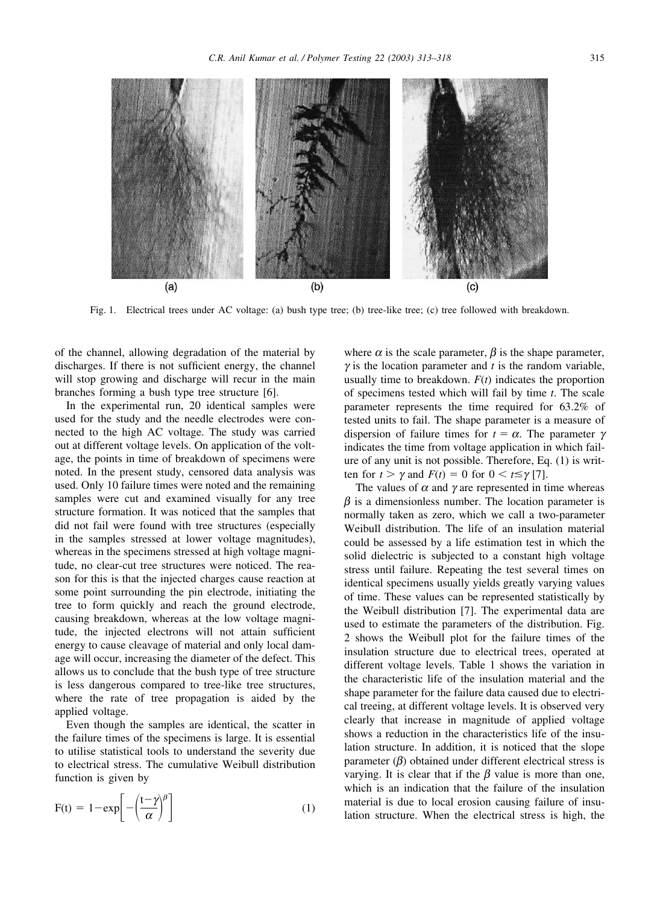Fig. 1. Electrical trees under AC voltage: (a) bush type tree; (b) tree-like tree; (c) tree followed with breakdown.

of the channel, allowing degradation of the material by discharges. If there is not sufficient energy, the channel will stop growing and discharge will recur in the main branches forming a bush type tree structure [6].

In the experimental run, 20 identical samples were used for the study and the needle electrodes were connected to the high AC voltage. The study was carried out at different voltage levels. On application of the voltage, the points in time of breakdown of specimens were noted. In the present study, censored data analysis was used. Only 10 failure times were noted and the remaining samples were cut and examined visually for any tree structure formation. It was noticed that the samples that did not fail were found with tree structures (especially in the samples stressed at lower voltage magnitudes), whereas in the specimens stressed at high voltage magnitude, no clear-cut tree structures were noticed. The reason for this is that the injected charges cause reaction at some point surrounding the pin electrode, initiating the tree to form quickly and reach the ground electrode, causing breakdown, whereas at the low voltage magnitude, the injected electrons will not attain sufficient energy to cause cleavage of material and only local damage will occur, increasing the diameter of the defect. This allows us to conclude that the bush type of tree structure is less dangerous compared to tree-like tree structures, where the rate of tree propagation is aided by the applied voltage.

Even though the samples are identical, the scatter in the failure times of the specimens is large. It is essential to utilise statistical tools to understand the severity due to electrical stress. The cumulative Weibull distribution function is given by

$$F(t) = 1-\exp\left[-\left(\frac{t-\gamma}{\alpha}\right)^{\beta}\right] \tag{1}$$

where $\alpha$ is the scale parameter, $\beta$ is the shape parameter, $\gamma$ is the location parameter and $t$ is the random variable, usually time to breakdown. $F(t)$ indicates the proportion of specimens tested which will fail by time $t$. The scale parameter represents the time required for 63.2% of tested units to fail. The shape parameter is a measure of dispersion of failure times for $t = \alpha$. The parameter $\gamma$ indicates the time from voltage application in which failure of any unit is not possible. Therefore, Eq. (1) is written for $t > \gamma$ and $F(t) = 0$ for $0 < t \leq \gamma$ [7].

The values of $\alpha$ and $\gamma$ are represented in time whereas $\beta$ is a dimensionless number. The location parameter is normally taken as zero, which we call a two-parameter Weibull distribution. The life of an insulation material could be assessed by a life estimation test in which the solid dielectric is subjected to a constant high voltage stress until failure. Repeating the test several times on identical specimens usually yields greatly varying values of time. These values can be represented statistically by the Weibull distribution [7]. The experimental data are used to estimate the parameters of the distribution. Fig. 2 shows the Weibull plot for the failure times of the insulation structure due to electrical trees, operated at different voltage levels. Table 1 shows the variation in the characteristic life of the insulation material and the shape parameter for the failure data caused due to electrical treeing, at different voltage levels. It is observed very clearly that increase in magnitude of applied voltage shows a reduction in the characteristics life of the insulation structure. In addition, it is noticed that the slope parameter ($\beta$) obtained under different electrical stress is varying. It is clear that if the $\beta$ value is more than one, which is an indication that the failure of the insulation material is due to local erosion causing failure of insulation structure. When the electrical stress is high, the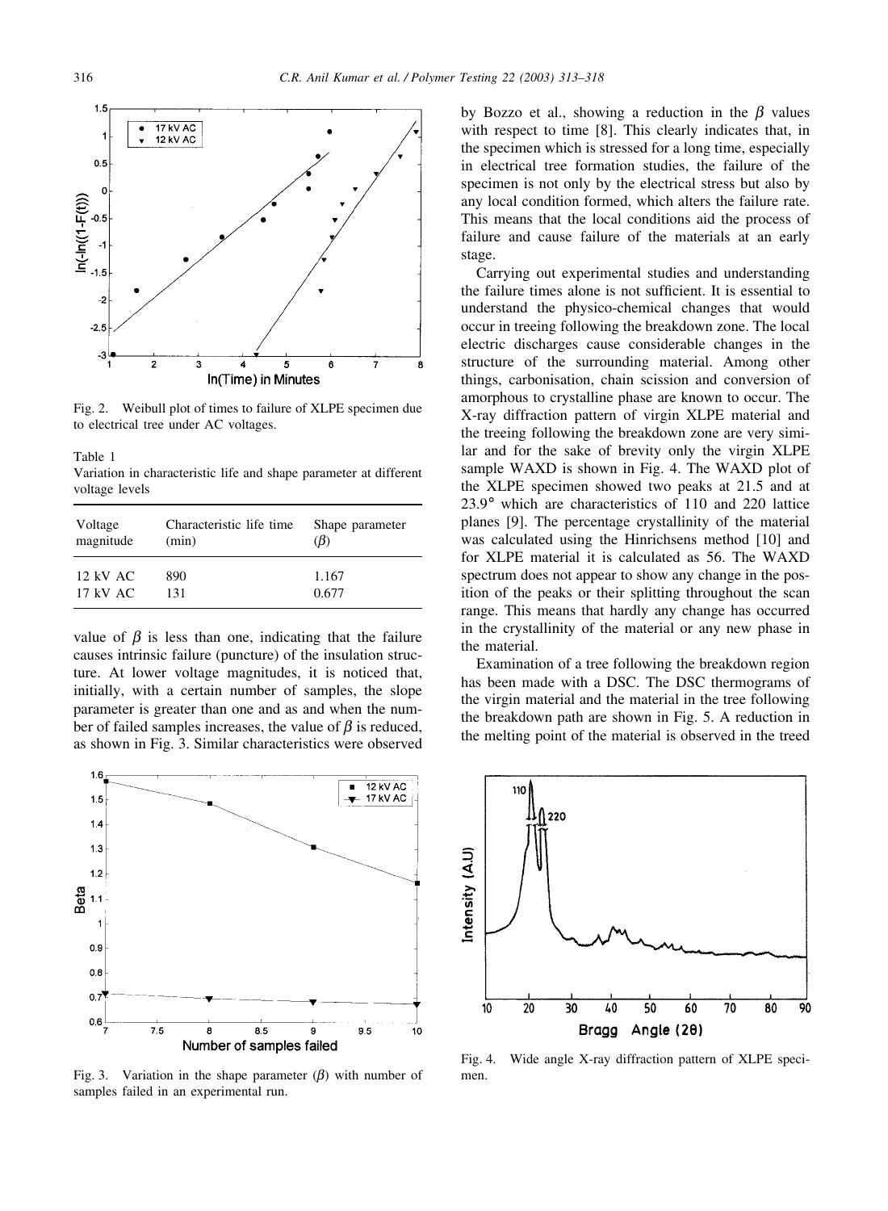Fig. 2. Weibull plot of times to failure of XLPE specimen due to electrical tree under AC voltages.

Table 1
Variation in characteristic life and shape parameter at different voltage levels

| Voltage magnitude | Characteristic life time (min) | Shape parameter ($\beta$) |
|---|---|---|
| 12 kV AC | 890 | 1.167 |
| 17 kV AC | 131 | 0.677 |

value of $\beta$ is less than one, indicating that the failure causes intrinsic failure (puncture) of the insulation structure. At lower voltage magnitudes, it is noticed that, initially, with a certain number of samples, the slope parameter is greater than one and as and when the number of failed samples increases, the value of $\beta$ is reduced, as shown in Fig. 3. Similar characteristics were observed by Bozzo et al., showing a reduction in the $\beta$ values with respect to time [8]. This clearly indicates that, in the specimen which is stressed for a long time, especially in electrical tree formation studies, the failure of the specimen is not only by the electrical stress but also by any local condition formed, which alters the failure rate. This means that the local conditions aid the process of failure and cause failure of the materials at an early stage.

Carrying out experimental studies and understanding the failure times alone is not sufficient. It is essential to understand the physico-chemical changes that would occur in treeing following the breakdown zone. The local electric discharges cause considerable changes in the structure of the surrounding material. Among other things, carbonisation, chain scission and conversion of amorphous to crystalline phase are known to occur. The X-ray diffraction pattern of virgin XLPE material and the treeing following the breakdown zone are very similar and for the sake of brevity only the virgin XLPE sample WAXD is shown in Fig. 4. The WAXD plot of the XLPE specimen showed two peaks at 21.5 and at 23.9° which are characteristics of 110 and 220 lattice planes [9]. The percentage crystallinity of the material was calculated using the Hinrichsens method [10] and for XLPE material it is calculated as 56. The WAXD spectrum does not appear to show any change in the position of the peaks or their splitting throughout the scan range. This means that hardly any change has occurred in the crystallinity of the material or any new phase in the material.

Examination of a tree following the breakdown region has been made with a DSC. The DSC thermograms of the virgin material and the material in the tree following the breakdown path are shown in Fig. 5. A reduction in the melting point of the material is observed in the treed

Fig. 3. Variation in the shape parameter ($\beta$) with number of samples failed in an experimental run.

Fig. 4. Wide angle X-ray diffraction pattern of XLPE specimen.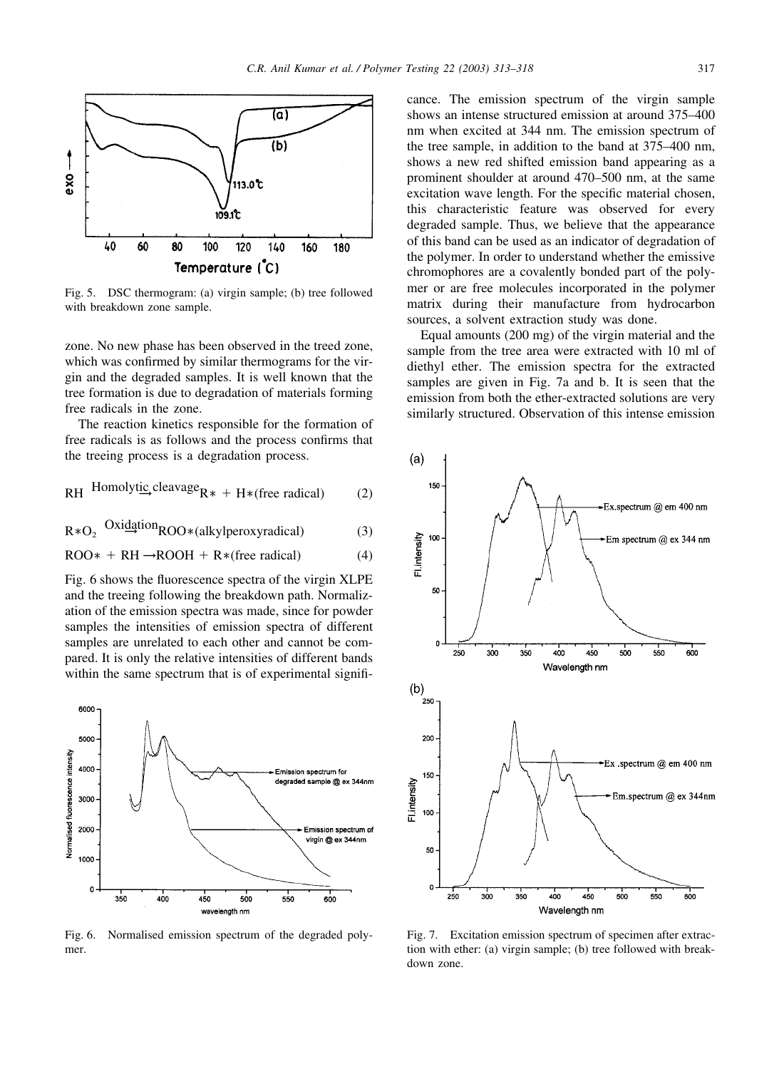Fig. 5. DSC thermogram: (a) virgin sample; (b) tree followed with breakdown zone sample.

zone. No new phase has been observed in the treed zone, which was confirmed by similar thermograms for the virgin and the degraded samples. It is well known that the tree formation is due to degradation of materials forming free radicals in the zone.

The reaction kinetics responsible for the formation of free radicals is as follows and the process confirms that the treeing process is a degradation process.

$$RH \xrightarrow{\text{Homolytic cleavage}} R* + H*(\text{free radical}) \quad (2)$$

$$R*O_2 \xrightarrow{\text{Oxidation}} ROO*(\text{alkylperoxyradical}) \quad (3)$$

$$ROO* + RH \rightarrow ROOH + R*(\text{free radical}) \quad (4)$$

Fig. 6 shows the fluorescence spectra of the virgin XLPE and the treeing following the breakdown path. Normalization of the emission spectra was made, since for powder samples the intensities of emission spectra of different samples are unrelated to each other and cannot be compared. It is only the relative intensities of different bands within the same spectrum that is of experimental significance. The emission spectrum of the virgin sample shows an intense structured emission at around 375–400 nm when excited at 344 nm. The emission spectrum of the tree sample, in addition to the band at 375–400 nm, shows a new red shifted emission band appearing as a prominent shoulder at around 470–500 nm, at the same excitation wave length. For the specific material chosen, this characteristic feature was observed for every degraded sample. Thus, we believe that the appearance of this band can be used as an indicator of degradation of the polymer. In order to understand whether the emissive chromophores are a covalently bonded part of the polymer or are free molecules incorporated in the polymer matrix during their manufacture from hydrocarbon sources, a solvent extraction study was done.

Fig. 6. Normalised emission spectrum of the degraded polymer.

Equal amounts (200 mg) of the virgin material and the sample from the tree area were extracted with 10 ml of diethyl ether. The emission spectra for the extracted samples are given in Fig. 7a and b. It is seen that the emission from both the ether-extracted solutions are very similarly structured. Observation of this intense emission

Fig. 7. Excitation emission spectrum of specimen after extraction with ether: (a) virgin sample; (b) tree followed with breakdown zone.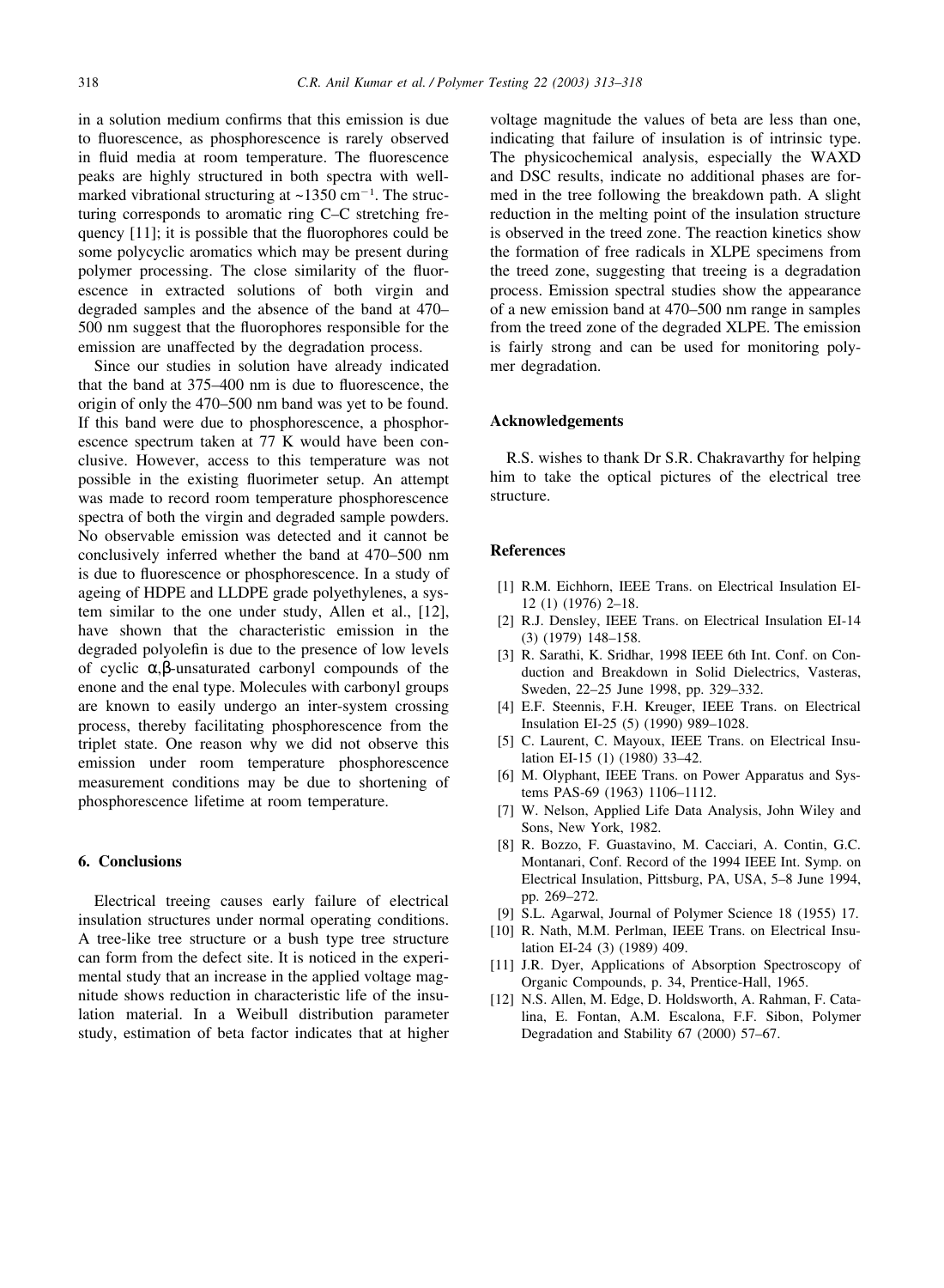in a solution medium confirms that this emission is due to fluorescence, as phosphorescence is rarely observed in fluid media at room temperature. The fluorescence peaks are highly structured in both spectra with well-marked vibrational structuring at ~1350 $cm^{-1}$. The structuring corresponds to aromatic ring C–C stretching frequency [11]; it is possible that the fluorophores could be some polycyclic aromatics which may be present during polymer processing. The close similarity of the fluorescence in extracted solutions of both virgin and degraded samples and the absence of the band at 470–500 nm suggest that the fluorophores responsible for the emission are unaffected by the degradation process.

Since our studies in solution have already indicated that the band at 375–400 nm is due to fluorescence, the origin of only the 470–500 nm band was yet to be found. If this band were due to phosphorescence, a phosphorescence spectrum taken at 77 K would have been conclusive. However, access to this temperature was not possible in the existing fluorimeter setup. An attempt was made to record room temperature phosphorescence spectra of both the virgin and degraded sample powders. No observable emission was detected and it cannot be conclusively inferred whether the band at 470–500 nm is due to fluorescence or phosphorescence. In a study of ageing of HDPE and LLDPE grade polyethylenes, a system similar to the one under study, Allen et al., [12], have shown that the characteristic emission in the degraded polyolefin is due to the presence of low levels of cyclic $\alpha,\beta$-unsaturated carbonyl compounds of the enone and the enal type. Molecules with carbonyl groups are known to easily undergo an inter-system crossing process, thereby facilitating phosphorescence from the triplet state. One reason why we did not observe this emission under room temperature phosphorescence measurement conditions may be due to shortening of phosphorescence lifetime at room temperature.

## 6. Conclusions

Electrical treeing causes early failure of electrical insulation structures under normal operating conditions. A tree-like tree structure or a bush type tree structure can form from the defect site. It is noticed in the experimental study that an increase in the applied voltage magnitude shows reduction in characteristic life of the insulation material. In a Weibull distribution parameter study, estimation of beta factor indicates that at higher voltage magnitude the values of beta are less than one, indicating that failure of insulation is of intrinsic type. The physicochemical analysis, especially the WAXD and DSC results, indicate no additional phases are formed in the tree following the breakdown path. A slight reduction in the melting point of the insulation structure is observed in the treed zone. The reaction kinetics show the formation of free radicals in XLPE specimens from the treed zone, suggesting that treeing is a degradation process. Emission spectral studies show the appearance of a new emission band at 470–500 nm range in samples from the treed zone of the degraded XLPE. The emission is fairly strong and can be used for monitoring polymer degradation.

## Acknowledgements

R.S. wishes to thank Dr S.R. Chakravarthy for helping him to take the optical pictures of the electrical tree structure.

## References

[1] R.M. Eichhorn, IEEE Trans. on Electrical Insulation EI-12 (1) (1976) 2–18.

[2] R.J. Densley, IEEE Trans. on Electrical Insulation EI-14 (3) (1979) 148–158.

[3] R. Sarathi, K. Sridhar, 1998 IEEE 6th Int. Conf. on Conduction and Breakdown in Solid Dielectrics, Vasteras, Sweden, 22–25 June 1998, pp. 329–332.

[4] E.F. Steennis, F.H. Kreuger, IEEE Trans. on Electrical Insulation EI-25 (5) (1990) 989–1028.

[5] C. Laurent, C. Mayoux, IEEE Trans. on Electrical Insulation EI-15 (1) (1980) 33–42.

[6] M. Olyphant, IEEE Trans. on Power Apparatus and Systems PAS-69 (1963) 1106–1112.

[7] W. Nelson, Applied Life Data Analysis, John Wiley and Sons, New York, 1982.

[8] R. Bozzo, F. Guastavino, M. Cacciari, A. Contin, G.C. Montanari, Conf. Record of the 1994 IEEE Int. Symp. on Electrical Insulation, Pittsburg, PA, USA, 5–8 June 1994, pp. 269–272.

[9] S.L. Agarwal, Journal of Polymer Science 18 (1955) 17.

[10] R. Nath, M.M. Perlman, IEEE Trans. on Electrical Insulation EI-24 (3) (1989) 409.

[11] J.R. Dyer, Applications of Absorption Spectroscopy of Organic Compounds, p. 34, Prentice-Hall, 1965.

[12] N.S. Allen, M. Edge, D. Holdsworth, A. Rahman, F. Catalina, E. Fontan, A.M. Escalona, F.F. Sibon, Polymer Degradation and Stability 67 (2000) 57–67.